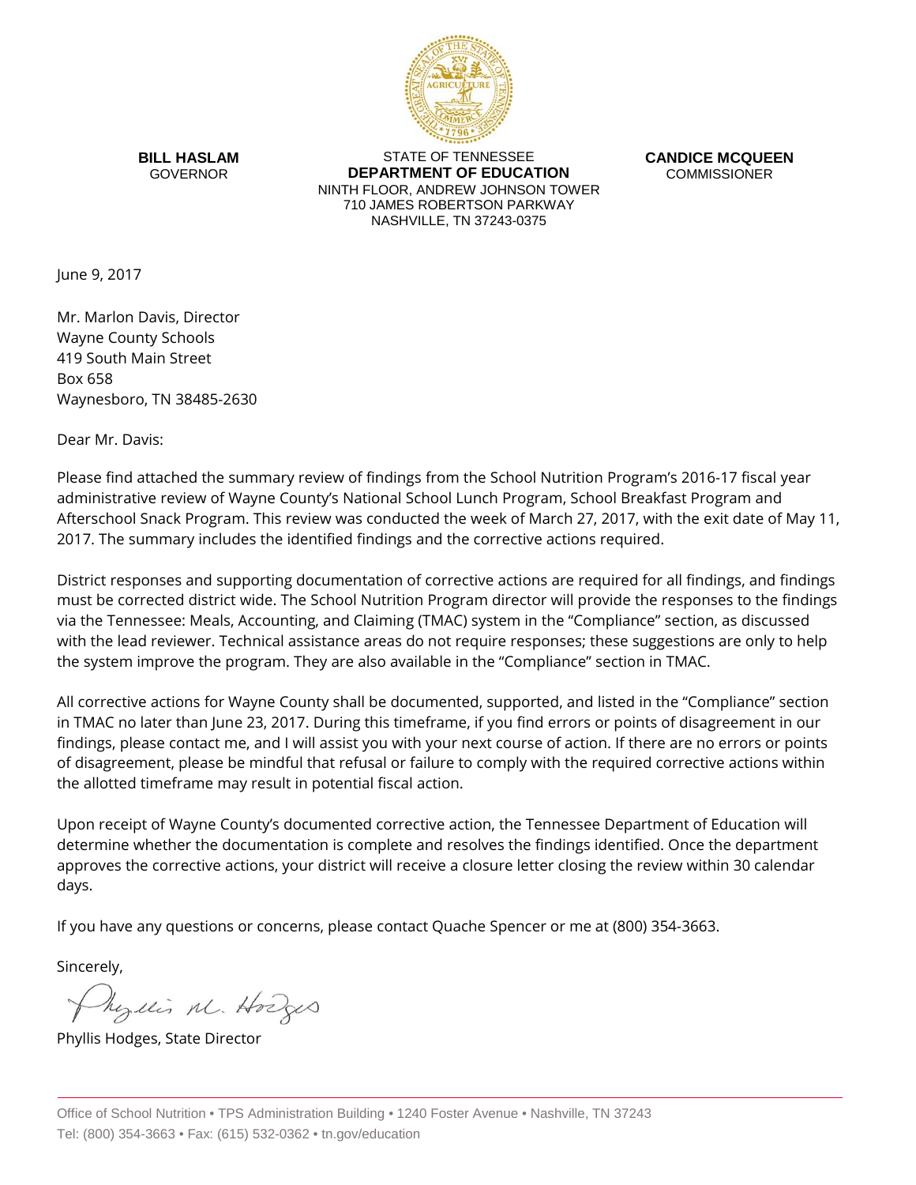**BILL HASLAM**
GOVERNOR

STATE OF TENNESSEE
**DEPARTMENT OF EDUCATION**
NINTH FLOOR, ANDREW JOHNSON TOWER
710 JAMES ROBERTSON PARKWAY
NASHVILLE, TN 37243-0375

**CANDICE MCQUEEN**
COMMISSIONER

June 9, 2017

Mr. Marlon Davis, Director
Wayne County Schools
419 South Main Street
Box 658
Waynesboro, TN 38485-2630

Dear Mr. Davis:

Please find attached the summary review of findings from the School Nutrition Program's 2016-17 fiscal year administrative review of Wayne County's National School Lunch Program, School Breakfast Program and Afterschool Snack Program. This review was conducted the week of March 27, 2017, with the exit date of May 11, 2017. The summary includes the identified findings and the corrective actions required.

District responses and supporting documentation of corrective actions are required for all findings, and findings must be corrected district wide. The School Nutrition Program director will provide the responses to the findings via the Tennessee: Meals, Accounting, and Claiming (TMAC) system in the "Compliance" section, as discussed with the lead reviewer. Technical assistance areas do not require responses; these suggestions are only to help the system improve the program. They are also available in the "Compliance" section in TMAC.

All corrective actions for Wayne County shall be documented, supported, and listed in the "Compliance" section in TMAC no later than June 23, 2017. During this timeframe, if you find errors or points of disagreement in our findings, please contact me, and I will assist you with your next course of action. If there are no errors or points of disagreement, please be mindful that refusal or failure to comply with the required corrective actions within the allotted timeframe may result in potential fiscal action.

Upon receipt of Wayne County's documented corrective action, the Tennessee Department of Education will determine whether the documentation is complete and resolves the findings identified. Once the department approves the corrective actions, your district will receive a closure letter closing the review within 30 calendar days.

If you have any questions or concerns, please contact Quache Spencer or me at (800) 354-3663.

Sincerely,

Phyllis M. Hodges

Phyllis Hodges, State Director

Office of School Nutrition • TPS Administration Building • 1240 Foster Avenue • Nashville, TN 37243
Tel: (800) 354-3663 • Fax: (615) 532-0362 • tn.gov/education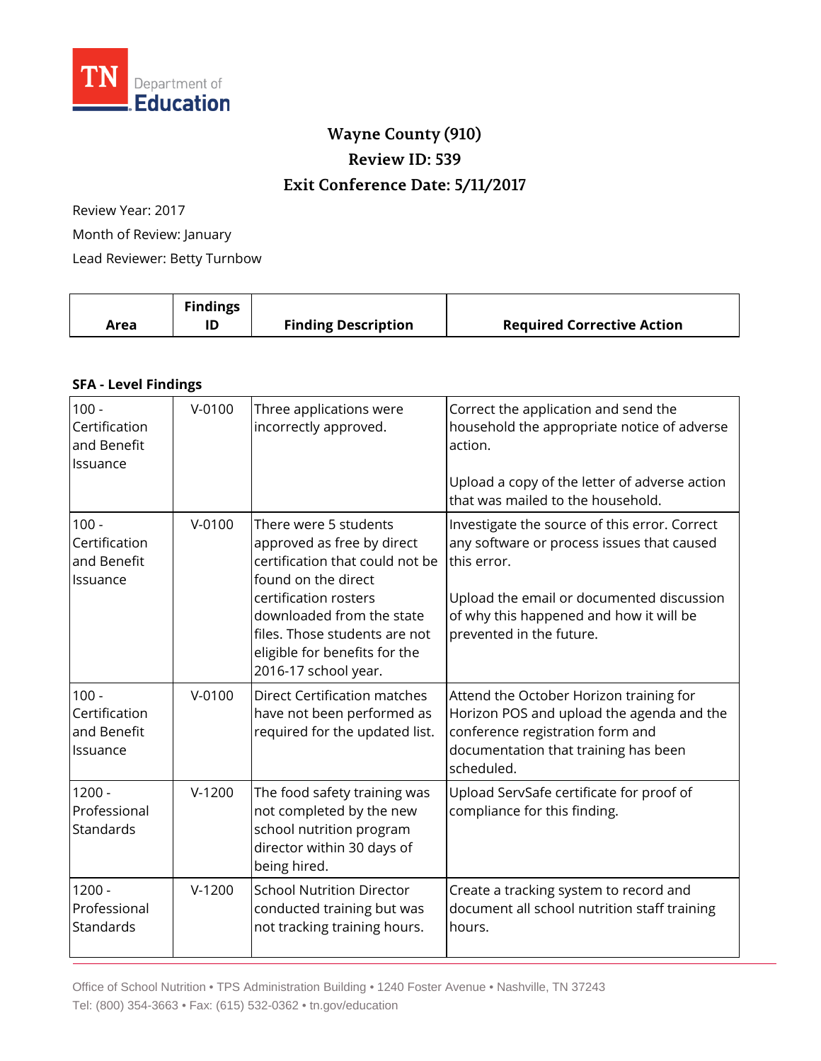TN Department of Education

# Wayne County (910)
## Review ID: 539
## Exit Conference Date: 5/11/2017

Review Year: 2017

Month of Review: January

Lead Reviewer: Betty Turnbow

**SFA - Level Findings**

| Area | Findings ID | Finding Description | Required Corrective Action |
|---|---|---|---|
| 100 - Certification and Benefit Issuance | V-0100 | Three applications were incorrectly approved. | Correct the application and send the household the appropriate notice of adverse action.<br><br>Upload a copy of the letter of adverse action that was mailed to the household. |
| 100 - Certification and Benefit Issuance | V-0100 | There were 5 students approved as free by direct certification that could not be found on the direct certification rosters downloaded from the state files. Those students are not eligible for benefits for the 2016-17 school year. | Investigate the source of this error. Correct any software or process issues that caused this error.<br><br>Upload the email or documented discussion of why this happened and how it will be prevented in the future. |
| 100 - Certification and Benefit Issuance | V-0100 | Direct Certification matches have not been performed as required for the updated list. | Attend the October Horizon training for Horizon POS and upload the agenda and the conference registration form and documentation that training has been scheduled. |
| 1200 - Professional Standards | V-1200 | The food safety training was not completed by the new school nutrition program director within 30 days of being hired. | Upload ServSafe certificate for proof of compliance for this finding. |
| 1200 - Professional Standards | V-1200 | School Nutrition Director conducted training but was not tracking training hours. | Create a tracking system to record and document all school nutrition staff training hours. |

Office of School Nutrition • TPS Administration Building • 1240 Foster Avenue • Nashville, TN 37243
Tel: (800) 354-3663 • Fax: (615) 532-0362 • tn.gov/education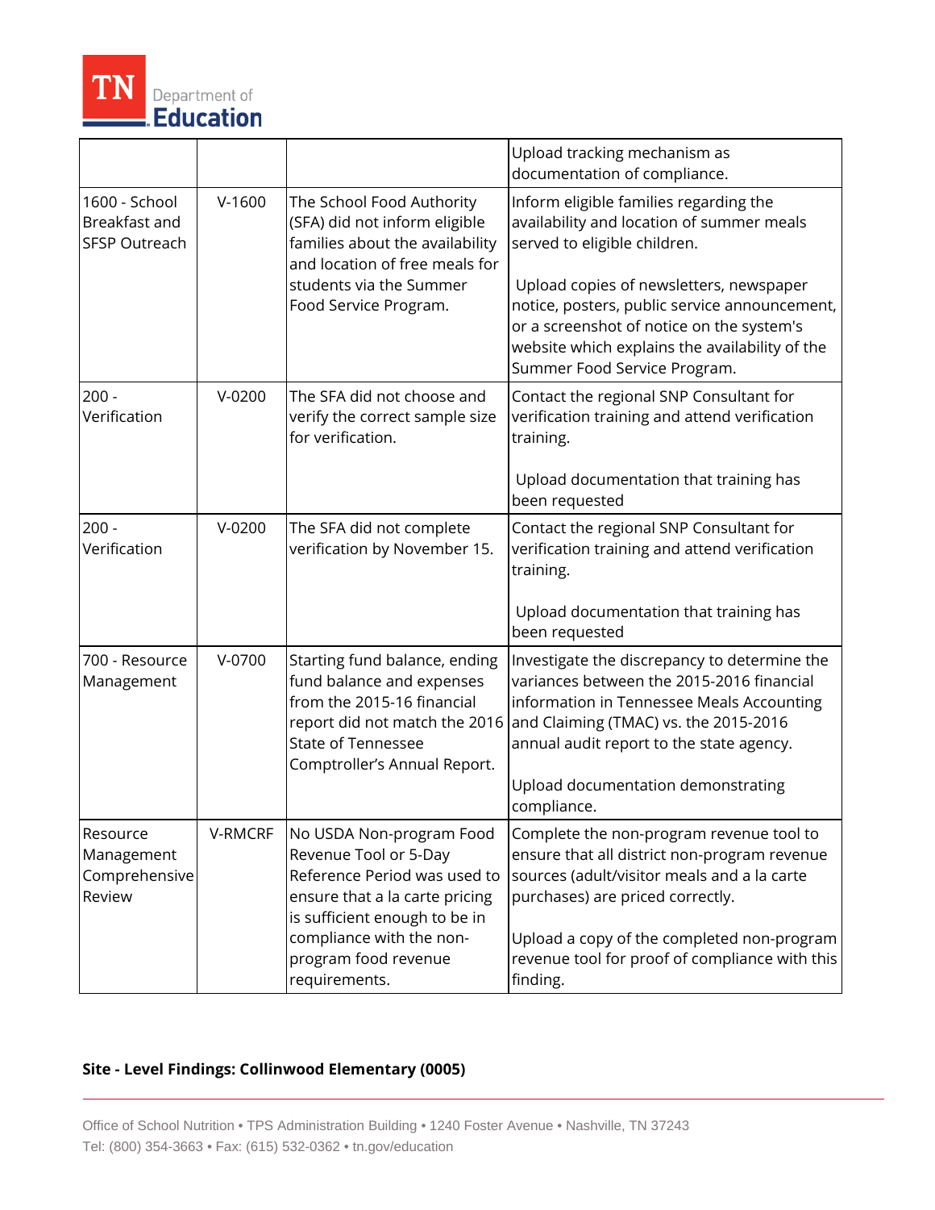| | | | |
|---|---|---|---|
| | | | Upload tracking mechanism as documentation of compliance. |
| 1600 - School Breakfast and SFSP Outreach | V-1600 | The School Food Authority (SFA) did not inform eligible families about the availability and location of free meals for students via the Summer Food Service Program. | Inform eligible families regarding the availability and location of summer meals served to eligible children.<br><br>Upload copies of newsletters, newspaper notice, posters, public service announcement, or a screenshot of notice on the system's website which explains the availability of the Summer Food Service Program. |
| 200 - Verification | V-0200 | The SFA did not choose and verify the correct sample size for verification. | Contact the regional SNP Consultant for verification training and attend verification training.<br><br>Upload documentation that training has been requested |
| 200 - Verification | V-0200 | The SFA did not complete verification by November 15. | Contact the regional SNP Consultant for verification training and attend verification training.<br><br>Upload documentation that training has been requested |
| 700 - Resource Management | V-0700 | Starting fund balance, ending fund balance and expenses from the 2015-16 financial report did not match the 2016 State of Tennessee Comptroller's Annual Report. | Investigate the discrepancy to determine the variances between the 2015-2016 financial information in Tennessee Meals Accounting and Claiming (TMAC) vs. the 2015-2016 annual audit report to the state agency.<br><br>Upload documentation demonstrating compliance. |
| Resource Management Comprehensive Review | V-RMCRF | No USDA Non-program Food Revenue Tool or 5-Day Reference Period was used to ensure that a la carte pricing is sufficient enough to be in compliance with the non-program food revenue requirements. | Complete the non-program revenue tool to ensure that all district non-program revenue sources (adult/visitor meals and a la carte purchases) are priced correctly.<br><br>Upload a copy of the completed non-program revenue tool for proof of compliance with this finding. |

**Site - Level Findings: Collinwood Elementary (0005)**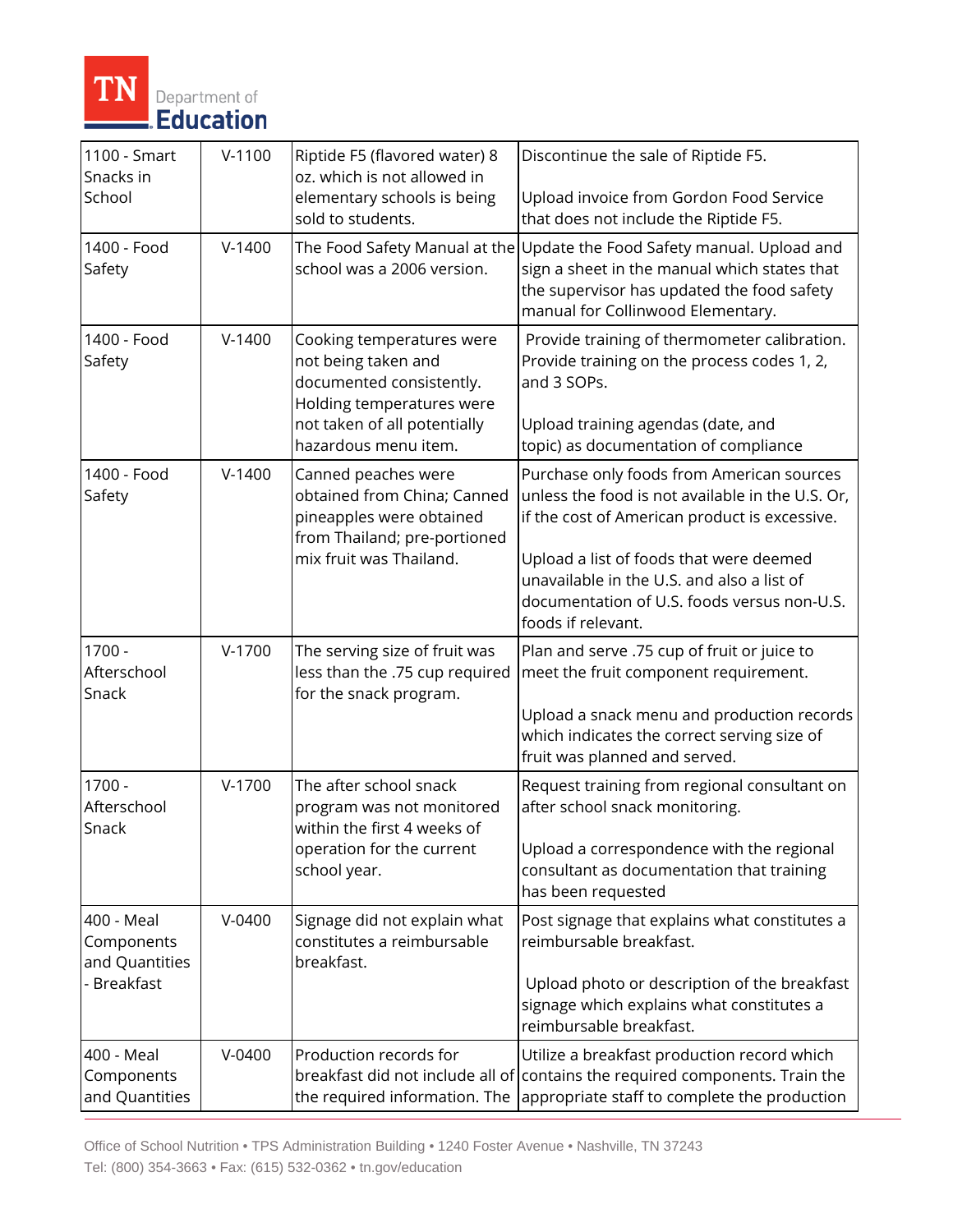| 1100 - Smart Snacks in School | V-1100 | Riptide F5 (flavored water) 8 oz. which is not allowed in elementary schools is being sold to students. | Discontinue the sale of Riptide F5.<br><br>Upload invoice from Gordon Food Service that does not include the Riptide F5. |
|---|---|---|---|
| 1400 - Food Safety | V-1400 | The Food Safety Manual at the school was a 2006 version. | Update the Food Safety manual. Upload and sign a sheet in the manual which states that the supervisor has updated the food safety manual for Collinwood Elementary. |
| 1400 - Food Safety | V-1400 | Cooking temperatures were not being taken and documented consistently. Holding temperatures were not taken of all potentially hazardous menu item. | Provide training of thermometer calibration. Provide training on the process codes 1, 2, and 3 SOPs.<br><br>Upload training agendas (date, and topic) as documentation of compliance |
| 1400 - Food Safety | V-1400 | Canned peaches were obtained from China; Canned pineapples were obtained from Thailand; pre-portioned mix fruit was Thailand. | Purchase only foods from American sources unless the food is not available in the U.S. Or, if the cost of American product is excessive.<br><br>Upload a list of foods that were deemed unavailable in the U.S. and also a list of documentation of U.S. foods versus non-U.S. foods if relevant. |
| 1700 - Afterschool Snack | V-1700 | The serving size of fruit was less than the .75 cup required for the snack program. | Plan and serve .75 cup of fruit or juice to meet the fruit component requirement.<br><br>Upload a snack menu and production records which indicates the correct serving size of fruit was planned and served. |
| 1700 - Afterschool Snack | V-1700 | The after school snack program was not monitored within the first 4 weeks of operation for the current school year. | Request training from regional consultant on after school snack monitoring.<br><br>Upload a correspondence with the regional consultant as documentation that training has been requested |
| 400 - Meal Components and Quantities - Breakfast | V-0400 | Signage did not explain what constitutes a reimbursable breakfast. | Post signage that explains what constitutes a reimbursable breakfast.<br><br>Upload photo or description of the breakfast signage which explains what constitutes a reimbursable breakfast. |
| 400 - Meal Components and Quantities | V-0400 | Production records for breakfast did not include all of the required information. The | Utilize a breakfast production record which contains the required components. Train the appropriate staff to complete the production |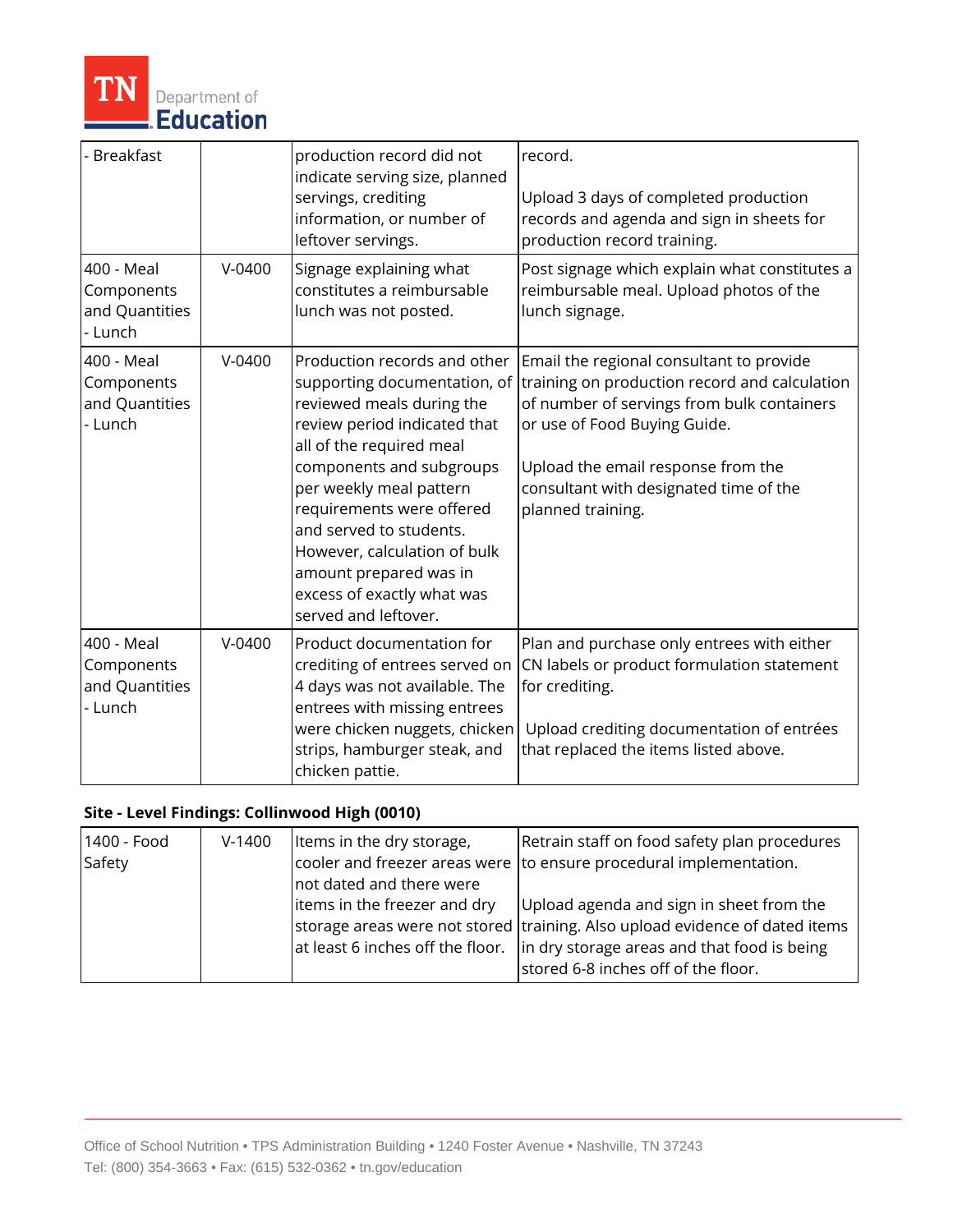| | | | |
|---|---|---|---|
| - Breakfast | | production record did not indicate serving size, planned servings, crediting information, or number of leftover servings. | record.<br><br>Upload 3 days of completed production records and agenda and sign in sheets for production record training. |
| 400 - Meal Components and Quantities - Lunch | V-0400 | Signage explaining what constitutes a reimbursable lunch was not posted. | Post signage which explain what constitutes a reimbursable meal. Upload photos of the lunch signage. |
| 400 - Meal Components and Quantities - Lunch | V-0400 | Production records and other supporting documentation, of reviewed meals during the review period indicated that all of the required meal components and subgroups per weekly meal pattern requirements were offered and served to students. However, calculation of bulk amount prepared was in excess of exactly what was served and leftover. | Email the regional consultant to provide training on production record and calculation of number of servings from bulk containers or use of Food Buying Guide.<br><br>Upload the email response from the consultant with designated time of the planned training. |
| 400 - Meal Components and Quantities - Lunch | V-0400 | Product documentation for crediting of entrees served on 4 days was not available. The entrees with missing entrees were chicken nuggets, chicken strips, hamburger steak, and chicken pattie. | Plan and purchase only entrees with either CN labels or product formulation statement for crediting.<br><br>Upload crediting documentation of entrées that replaced the items listed above. |

**Site - Level Findings: Collinwood High (0010)**

| | | | |
|---|---|---|---|
| 1400 - Food Safety | V-1400 | Items in the dry storage, cooler and freezer areas were not dated and there were items in the freezer and dry storage areas were not stored at least 6 inches off the floor. | Retrain staff on food safety plan procedures to ensure procedural implementation.<br><br>Upload agenda and sign in sheet from the training. Also upload evidence of dated items in dry storage areas and that food is being stored 6-8 inches off of the floor. |